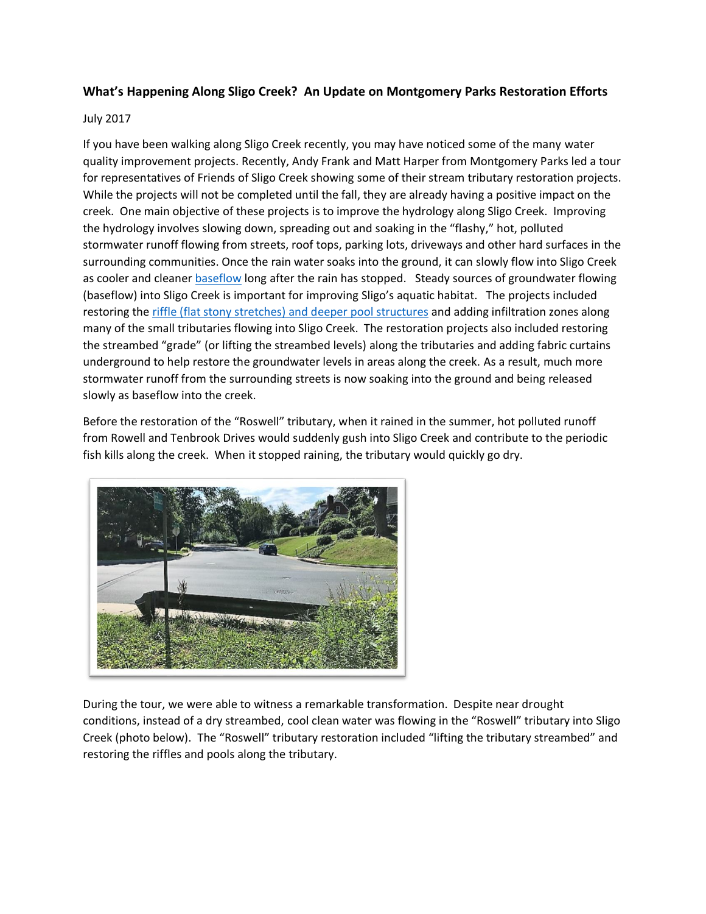**What's Happening Along Sligo Creek? An Update on Montgomery Parks Restoration Efforts**

July 2017

If you have been walking along Sligo Creek recently, you may have noticed some of the many water quality improvement projects. Recently, Andy Frank and Matt Harper from Montgomery Parks led a tour for representatives of Friends of Sligo Creek showing some of their stream tributary restoration projects. While the projects will not be completed until the fall, they are already having a positive impact on the creek. One main objective of these projects is to improve the hydrology along Sligo Creek. Improving the hydrology involves slowing down, spreading out and soaking in the "flashy," hot, polluted stormwater runoff flowing from streets, roof tops, parking lots, driveways and other hard surfaces in the surrounding communities. Once the rain water soaks into the ground, it can slowly flow into Sligo Creek as cooler and cleaner baseflow long after the rain has stopped. Steady sources of groundwater flowing (baseflow) into Sligo Creek is important for improving Sligo's aquatic habitat. The projects included restoring the riffle (flat stony stretches) and deeper pool structures and adding infiltration zones along many of the small tributaries flowing into Sligo Creek. The restoration projects also included restoring the streambed "grade" (or lifting the streambed levels) along the tributaries and adding fabric curtains underground to help restore the groundwater levels in areas along the creek. As a result, much more stormwater runoff from the surrounding streets is now soaking into the ground and being released slowly as baseflow into the creek.

Before the restoration of the "Roswell" tributary, when it rained in the summer, hot polluted runoff from Rowell and Tenbrook Drives would suddenly gush into Sligo Creek and contribute to the periodic fish kills along the creek. When it stopped raining, the tributary would quickly go dry.

During the tour, we were able to witness a remarkable transformation. Despite near drought conditions, instead of a dry streambed, cool clean water was flowing in the "Roswell" tributary into Sligo Creek (photo below). The "Roswell" tributary restoration included "lifting the tributary streambed" and restoring the riffles and pools along the tributary.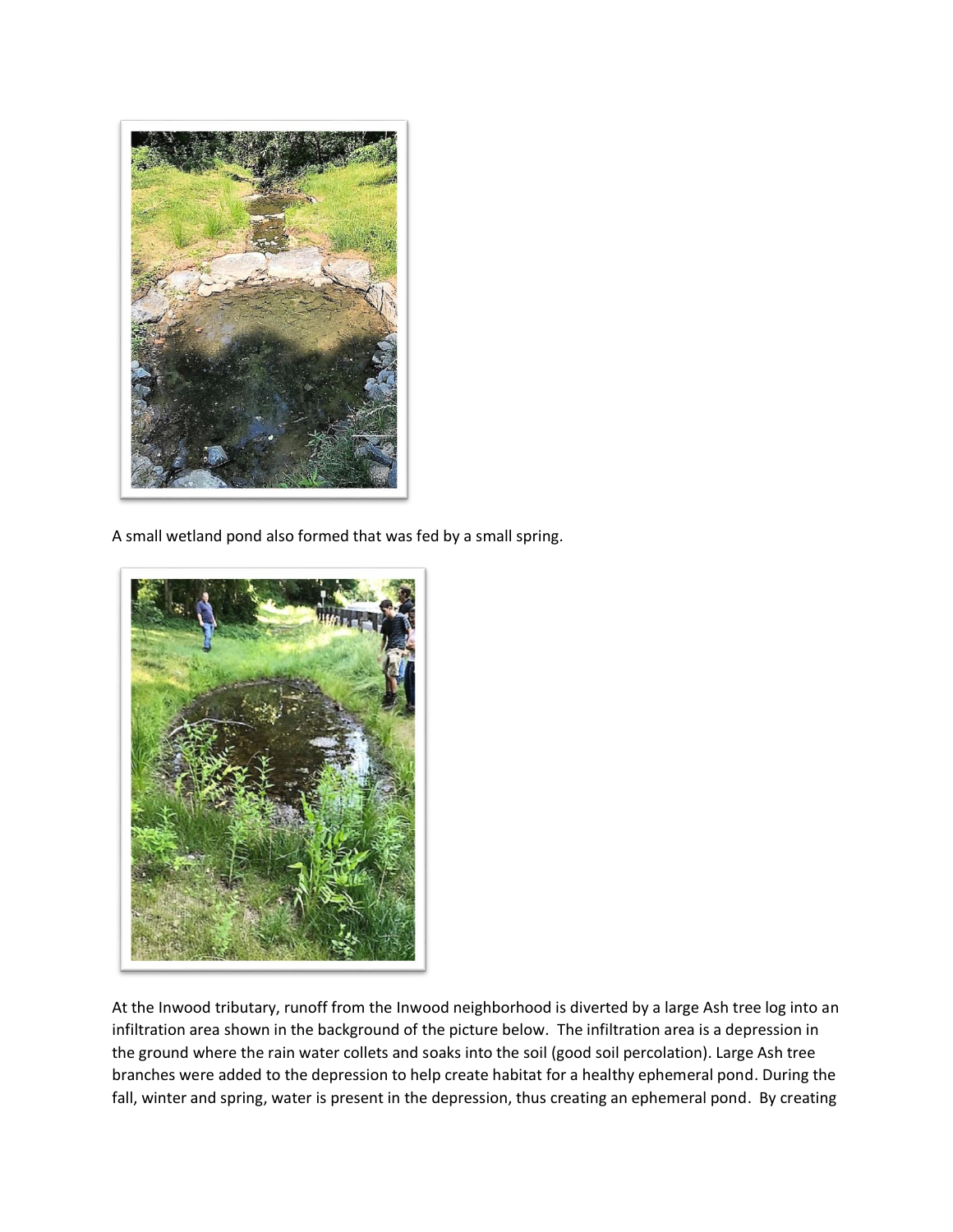A small wetland pond also formed that was fed by a small spring.

At the Inwood tributary, runoff from the Inwood neighborhood is diverted by a large Ash tree log into an infiltration area shown in the background of the picture below. The infiltration area is a depression in the ground where the rain water collets and soaks into the soil (good soil percolation). Large Ash tree branches were added to the depression to help create habitat for a healthy ephemeral pond. During the fall, winter and spring, water is present in the depression, thus creating an ephemeral pond. By creating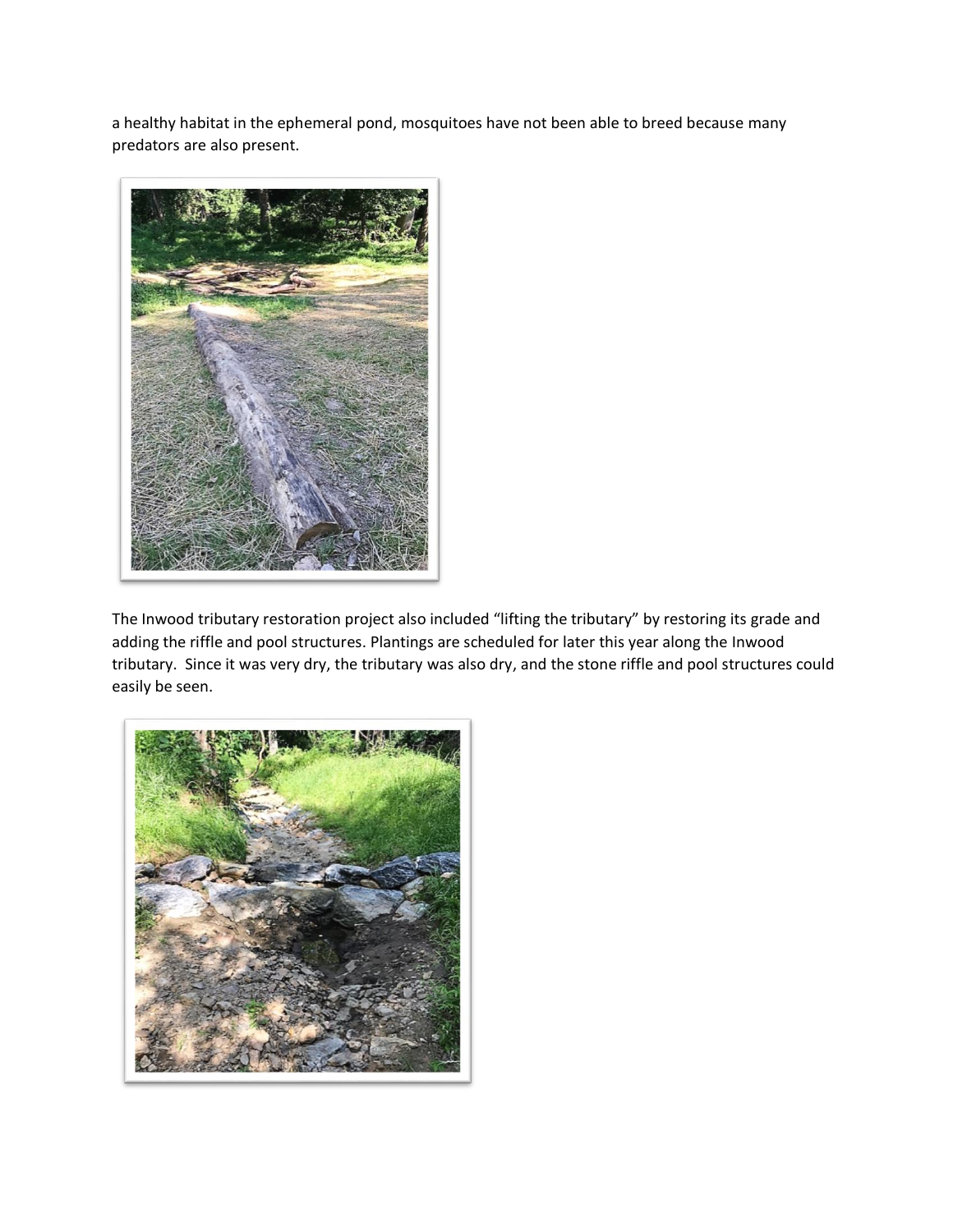a healthy habitat in the ephemeral pond, mosquitoes have not been able to breed because many predators are also present.

The Inwood tributary restoration project also included "lifting the tributary" by restoring its grade and adding the riffle and pool structures. Plantings are scheduled for later this year along the Inwood tributary. Since it was very dry, the tributary was also dry, and the stone riffle and pool structures could easily be seen.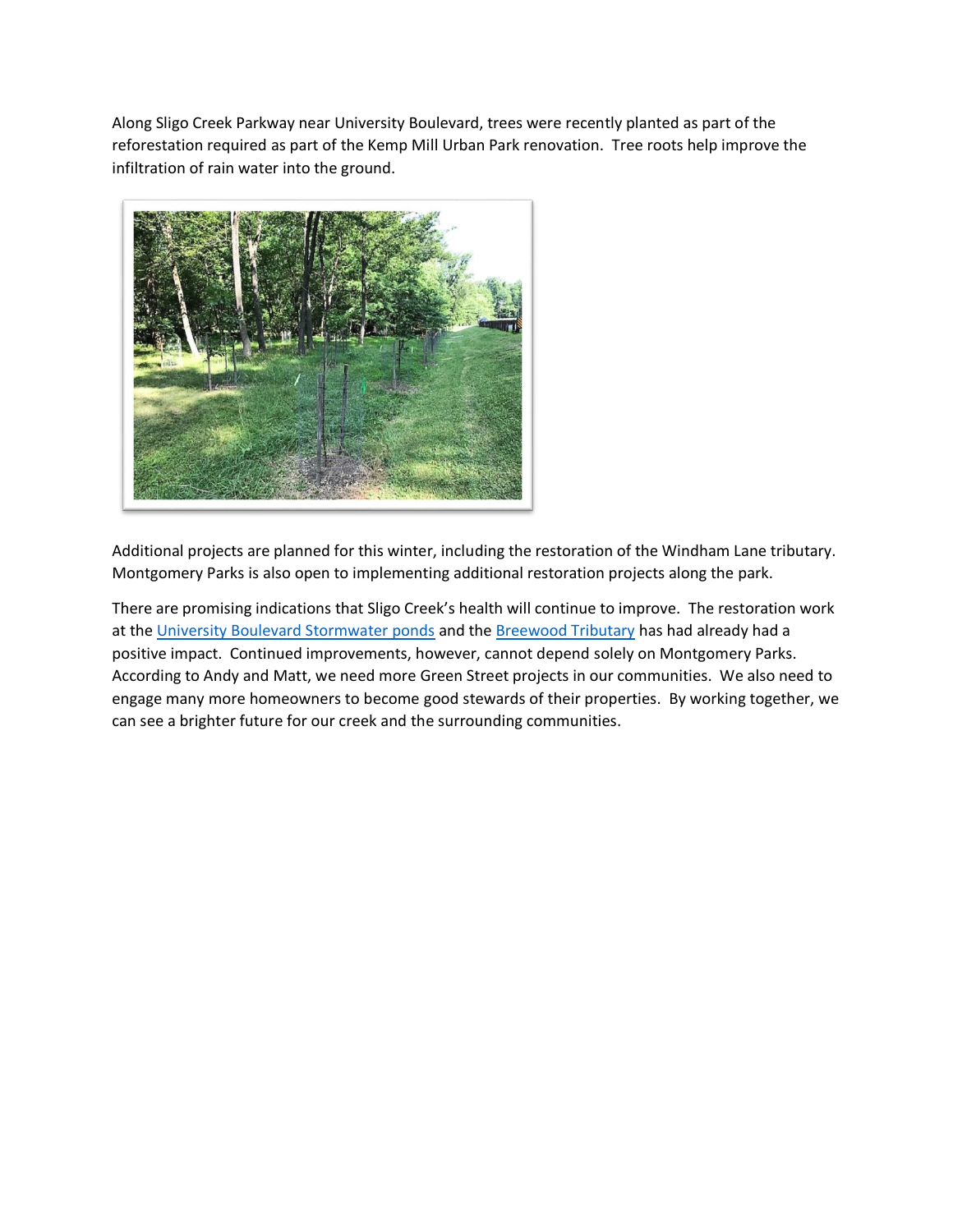Along Sligo Creek Parkway near University Boulevard, trees were recently planted as part of the reforestation required as part of the Kemp Mill Urban Park renovation. Tree roots help improve the infiltration of rain water into the ground.

Additional projects are planned for this winter, including the restoration of the Windham Lane tributary. Montgomery Parks is also open to implementing additional restoration projects along the park.

There are promising indications that Sligo Creek's health will continue to improve. The restoration work at the University Boulevard Stormwater ponds and the Breewood Tributary has had already had a positive impact. Continued improvements, however, cannot depend solely on Montgomery Parks. According to Andy and Matt, we need more Green Street projects in our communities. We also need to engage many more homeowners to become good stewards of their properties. By working together, we can see a brighter future for our creek and the surrounding communities.